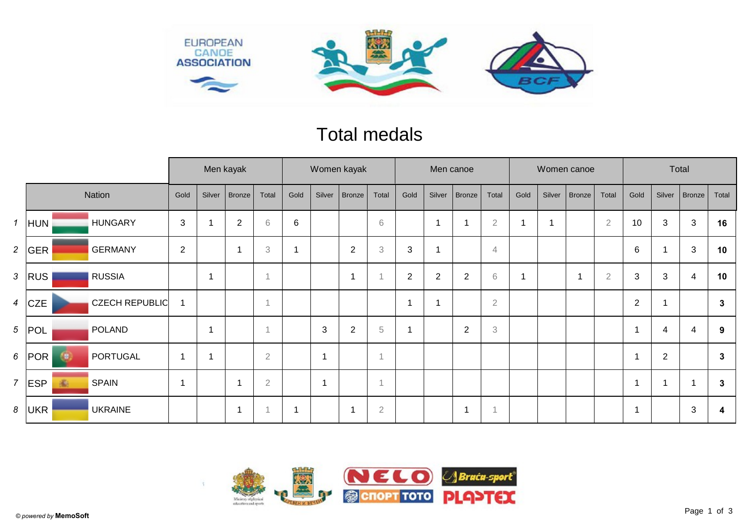# Total medals

| | | | Men kayak | | | | Women kayak | | | | Men canoe | | | | Women canoe | | | | Total | | | |
|---|---|---|---|---|---|---|---|---|---|---|---|---|---|---|---|---|---|---|---|---|---|---|
| | Nation | | Gold | Silver | Bronze | Total | Gold | Silver | Bronze | Total | Gold | Silver | Bronze | Total | Gold | Silver | Bronze | Total | Gold | Silver | Bronze | Total |
| 1 | HUN | HUNGARY | 3 | 1 | 2 | 6 | 6 | | | 6 | | 1 | 1 | 2 | 1 | 1 | | 2 | 10 | 3 | 3 | **16** |
| 2 | GER | GERMANY | 2 | | 1 | 3 | 1 | | 2 | 3 | 3 | 1 | | 4 | | | | | 6 | 1 | 3 | **10** |
| 3 | RUS | RUSSIA | | 1 | | 1 | | | 1 | 1 | 2 | 2 | 2 | 6 | 1 | | 1 | 2 | 3 | 3 | 4 | **10** |
| 4 | CZE | CZECH REPUBLIC | 1 | | | 1 | | | | | 1 | 1 | | 2 | | | | | 2 | 1 | | **3** |
| 5 | POL | POLAND | | 1 | | 1 | | 3 | 2 | 5 | 1 | | 2 | 3 | | | | | 1 | 4 | 4 | **9** |
| 6 | POR | PORTUGAL | 1 | 1 | | 2 | | 1 | | 1 | | | | | | | | | 1 | 2 | | **3** |
| 7 | ESP | SPAIN | 1 | | 1 | 2 | | 1 | | 1 | | | | | | | | | 1 | 1 | 1 | **3** |
| 8 | UKR | UKRAINE | | | 1 | 1 | 1 | | 1 | 2 | | | 1 | 1 | | | | | 1 | | 3 | **4** |

© *powered by* **MemoSoft**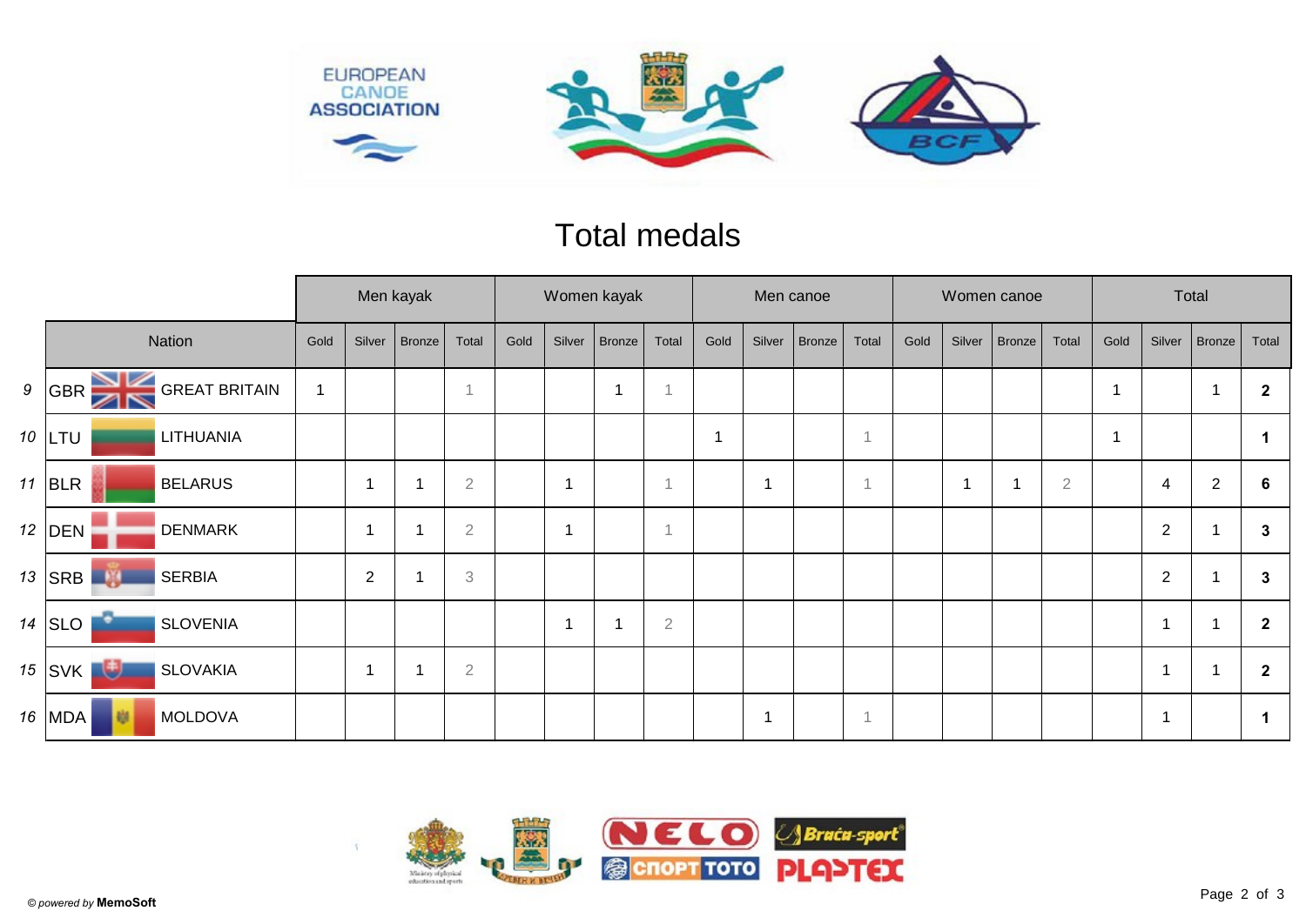# Total medals

| | | | Men kayak | | | | Women kayak | | | | Men canoe | | | | Women canoe | | | | Total | | | |
|---|---|---|---|---|---|---|---|---|---|---|---|---|---|---|---|---|---|---|---|---|---|---|
| | Nation | | Gold | Silver | Bronze | Total | Gold | Silver | Bronze | Total | Gold | Silver | Bronze | Total | Gold | Silver | Bronze | Total | Gold | Silver | Bronze | Total |
| 9 | GBR | GREAT BRITAIN | 1 | | | 1 | | | 1 | 1 | | | | | | | | | 1 | | 1 | **2** |
| 10 | LTU | LITHUANIA | | | | | | | | | 1 | | | 1 | | | | | 1 | | | **1** |
| 11 | BLR | BELARUS | | 1 | 1 | 2 | | 1 | | 1 | | 1 | | 1 | | 1 | 1 | 2 | | 4 | 2 | **6** |
| 12 | DEN | DENMARK | | 1 | 1 | 2 | | 1 | | 1 | | | | | | | | | | 2 | 1 | **3** |
| 13 | SRB | SERBIA | | 2 | 1 | 3 | | | | | | | | | | | | | | 2 | 1 | **3** |
| 14 | SLO | SLOVENIA | | | | | | 1 | 1 | 2 | | | | | | | | | | 1 | 1 | **2** |
| 15 | SVK | SLOVAKIA | | 1 | 1 | 2 | | | | | | | | | | | | | | 1 | 1 | **2** |
| 16 | MDA | MOLDOVA | | | | | | | | | | 1 | | 1 | | | | | | 1 | | **1** |

© *powered by* **MemoSoft**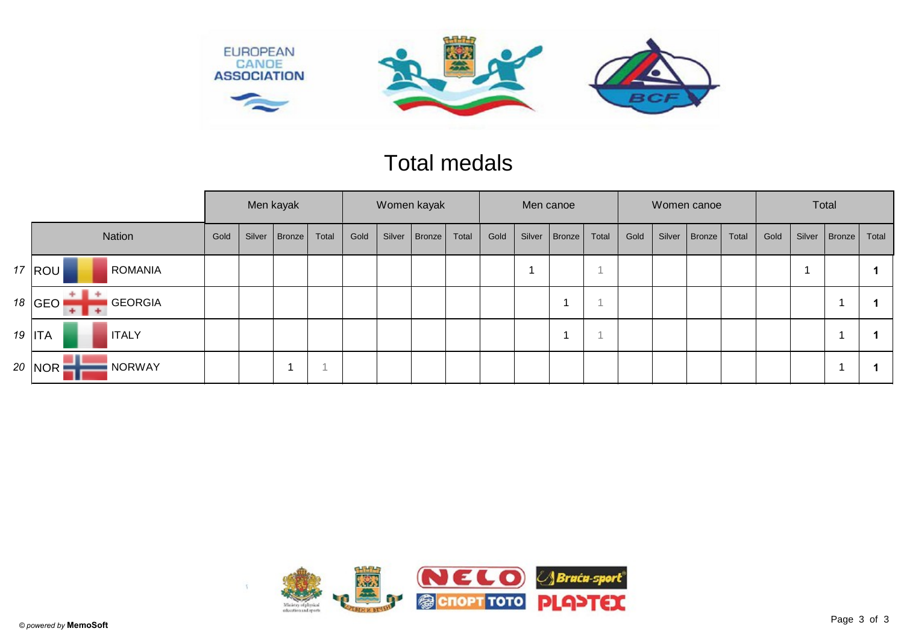# Total medals

| | | | Men kayak | | | | Women kayak | | | | Men canoe | | | | Women canoe | | | | Total | | | |
|---|---|---|---|---|---|---|---|---|---|---|---|---|---|---|---|---|---|---|---|---|---|---|
| | Nation | | Gold | Silver | Bronze | Total | Gold | Silver | Bronze | Total | Gold | Silver | Bronze | Total | Gold | Silver | Bronze | Total | Gold | Silver | Bronze | Total |
| 17 | ROU | ROMANIA | | | | | | | | | | 1 | | 1 | | | | | | 1 | | **1** |
| 18 | GEO | GEORGIA | | | | | | | | | | | 1 | 1 | | | | | | | 1 | **1** |
| 19 | ITA | ITALY | | | | | | | | | | | 1 | 1 | | | | | | | 1 | **1** |
| 20 | NOR | NORWAY | | | 1 | 1 | | | | | | | | | | | | | | | 1 | **1** |

*© powered by* **MemoSoft**